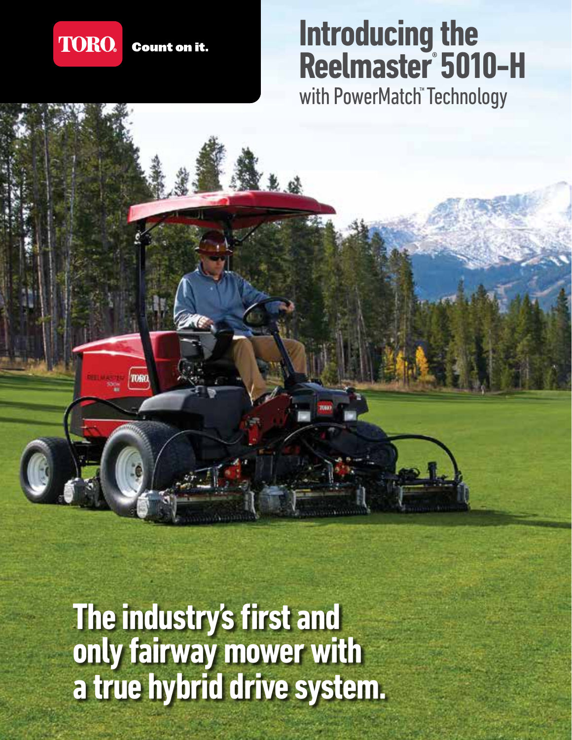TORO® Count on it.

# Introducing the Reelmaster® 5010-H

with PowerMatch™ Technology

## The industry's first and only fairway mower with a true hybrid drive system.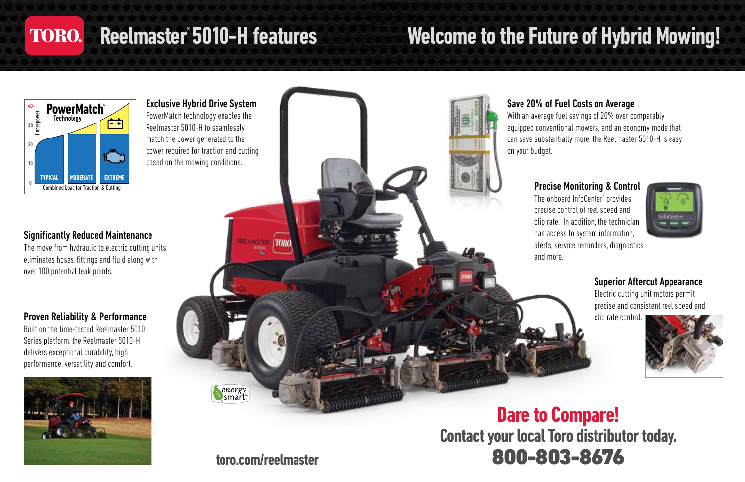# Reelmaster® 5010-H features

# Welcome to the Future of Hybrid Mowing!

PowerMatch™ Technology

40+
30
20
10
0
Horsepower

TYPICAL
MODERATE
EXTREME

Combined Load for Traction & Cutting

### Exclusive Hybrid Drive System

PowerMatch technology enables the Reelmaster 5010-H to seamlessly match the power generated to the power required for traction and cutting based on the mowing conditions.

### Significantly Reduced Maintenance

The move from hydraulic to electric cutting units eliminates hoses, fittings and fluid along with over 100 potential leak points.

### Proven Reliability & Performance

Built on the time-tested Reelmaster 5010 Series platform, the Reelmaster 5010-H delivers exceptional durability, high performance, versatility and comfort.

### Save 20% of Fuel Costs on Average

With an average fuel savings of 20% over comparably equipped conventional mowers, and an economy mode that can save substantially more, the Reelmaster 5010-H is easy on your budget.

### Precise Monitoring & Control

The onboard InfoCenter™ provides precise control of reel speed and clip rate. In addition, the technician has access to system information, alerts, service reminders, diagnostics and more.

### Superior Aftercut Appearance

Electric cutting unit motors permit precise and consistent reel speed and clip rate control.

energy smart™

toro.com/reelmaster

## Dare to Compare!

**Contact your local Toro distributor today.**

**800-803-8676**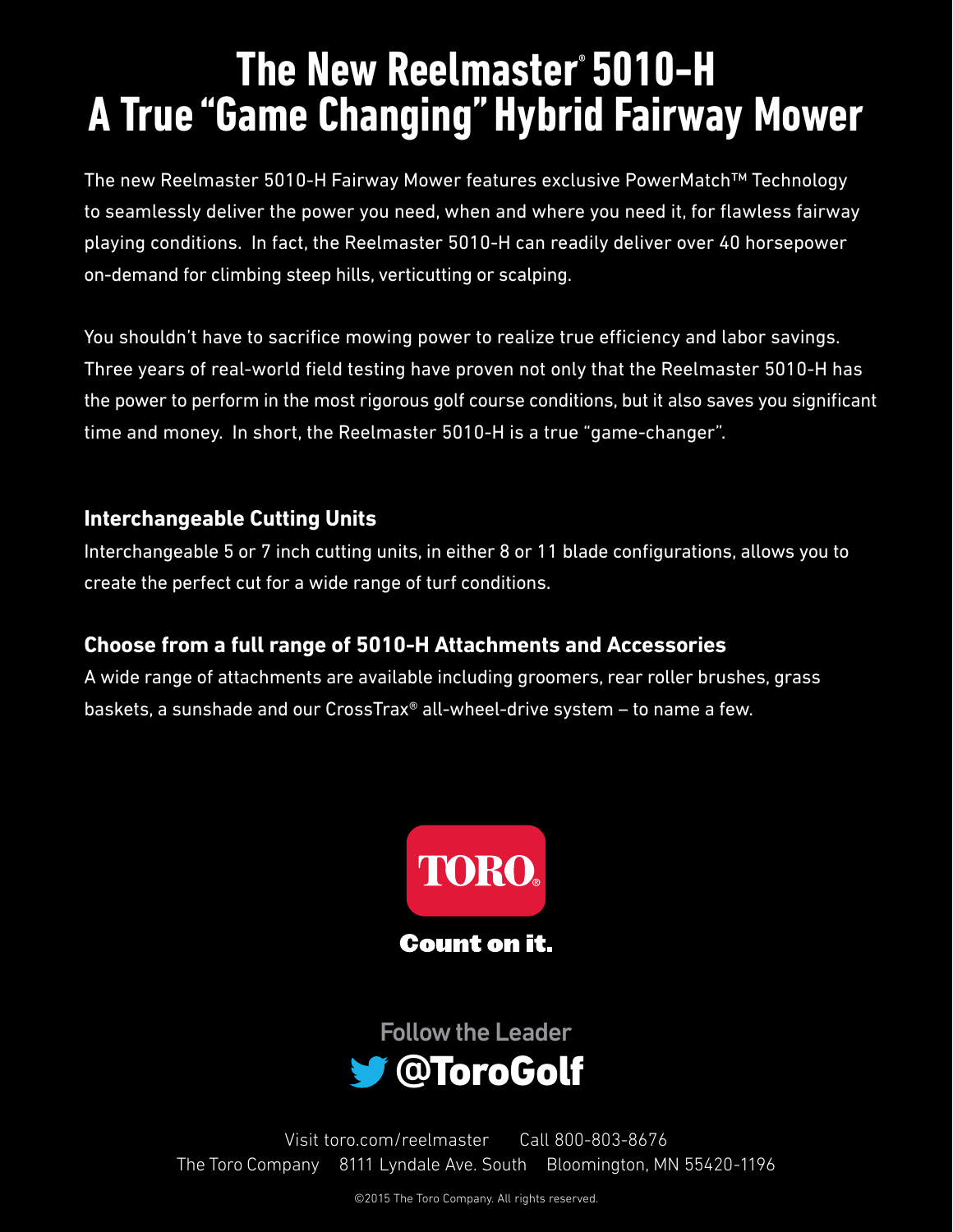# The New Reelmaster® 5010-H
# A True "Game Changing" Hybrid Fairway Mower

The new Reelmaster 5010-H Fairway Mower features exclusive PowerMatch™ Technology to seamlessly deliver the power you need, when and where you need it, for flawless fairway playing conditions. In fact, the Reelmaster 5010-H can readily deliver over 40 horsepower on-demand for climbing steep hills, verticutting or scalping.

You shouldn't have to sacrifice mowing power to realize true efficiency and labor savings. Three years of real-world field testing have proven not only that the Reelmaster 5010-H has the power to perform in the most rigorous golf course conditions, but it also saves you significant time and money. In short, the Reelmaster 5010-H is a true "game-changer".

### Interchangeable Cutting Units

Interchangeable 5 or 7 inch cutting units, in either 8 or 11 blade configurations, allows you to create the perfect cut for a wide range of turf conditions.

### Choose from a full range of 5010-H Attachments and Accessories

A wide range of attachments are available including groomers, rear roller brushes, grass baskets, a sunshade and our CrossTrax® all-wheel-drive system – to name a few.

TORO®

**Count on it.**

Follow the Leader

**@ToroGolf**

Visit toro.com/reelmaster Call 800-803-8676

The Toro Company 8111 Lyndale Ave. South Bloomington, MN 55420-1196

©2015 The Toro Company. All rights reserved.